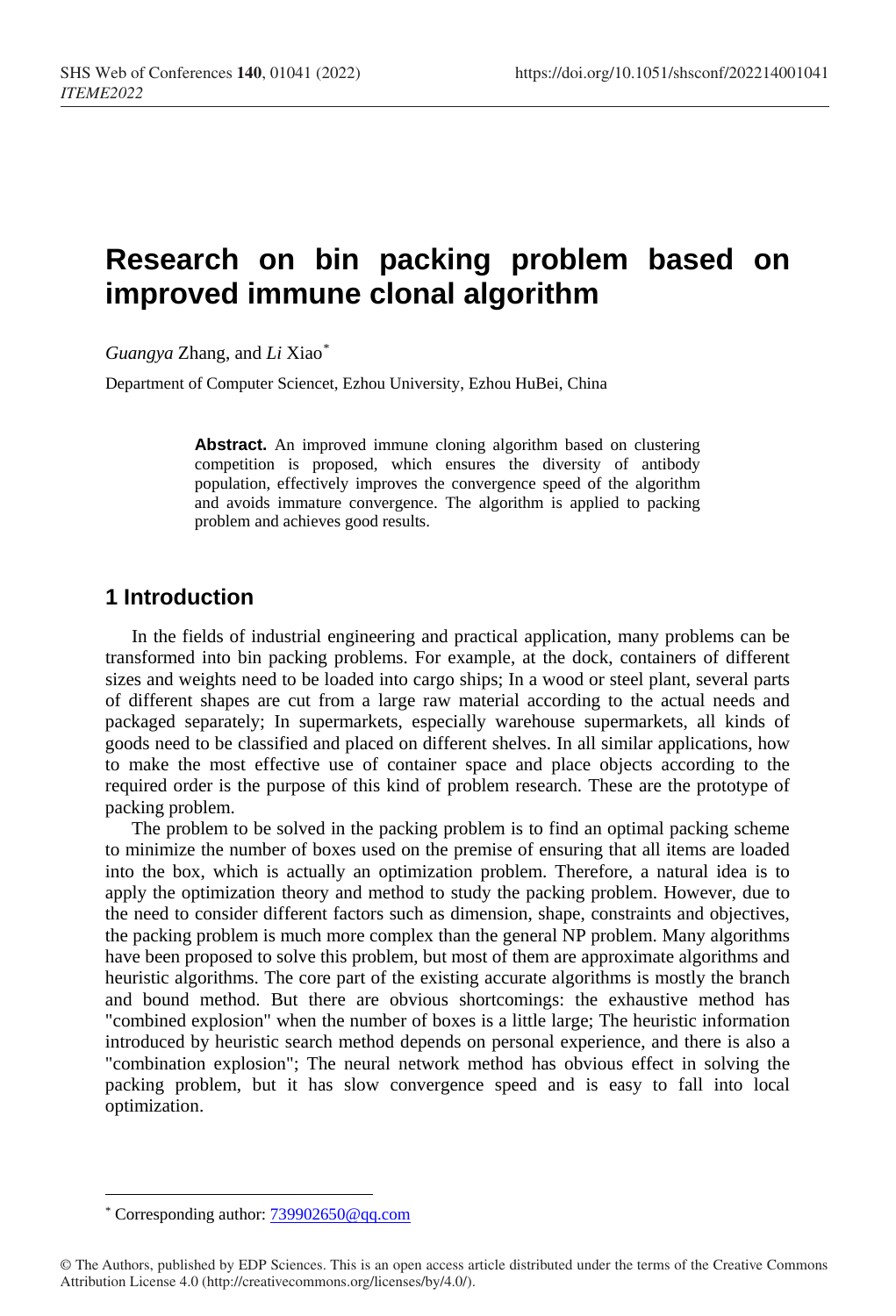# Research on bin packing problem based on improved immune clonal algorithm

*Guangya* Zhang, and *Li* Xiao*

Department of Computer Sciencet, Ezhou University, Ezhou HuBei, China

**Abstract.** An improved immune cloning algorithm based on clustering competition is proposed, which ensures the diversity of antibody population, effectively improves the convergence speed of the algorithm and avoids immature convergence. The algorithm is applied to packing problem and achieves good results.

## 1 Introduction

In the fields of industrial engineering and practical application, many problems can be transformed into bin packing problems. For example, at the dock, containers of different sizes and weights need to be loaded into cargo ships; In a wood or steel plant, several parts of different shapes are cut from a large raw material according to the actual needs and packaged separately; In supermarkets, especially warehouse supermarkets, all kinds of goods need to be classified and placed on different shelves. In all similar applications, how to make the most effective use of container space and place objects according to the required order is the purpose of this kind of problem research. These are the prototype of packing problem.

The problem to be solved in the packing problem is to find an optimal packing scheme to minimize the number of boxes used on the premise of ensuring that all items are loaded into the box, which is actually an optimization problem. Therefore, a natural idea is to apply the optimization theory and method to study the packing problem. However, due to the need to consider different factors such as dimension, shape, constraints and objectives, the packing problem is much more complex than the general NP problem. Many algorithms have been proposed to solve this problem, but most of them are approximate algorithms and heuristic algorithms. The core part of the existing accurate algorithms is mostly the branch and bound method. But there are obvious shortcomings: the exhaustive method has "combined explosion" when the number of boxes is a little large; The heuristic information introduced by heuristic search method depends on personal experience, and there is also a "combination explosion"; The neural network method has obvious effect in solving the packing problem, but it has slow convergence speed and is easy to fall into local optimization.

* Corresponding author: 739902650@qq.com

© The Authors, published by EDP Sciences. This is an open access article distributed under the terms of the Creative Commons Attribution License 4.0 (http://creativecommons.org/licenses/by/4.0/).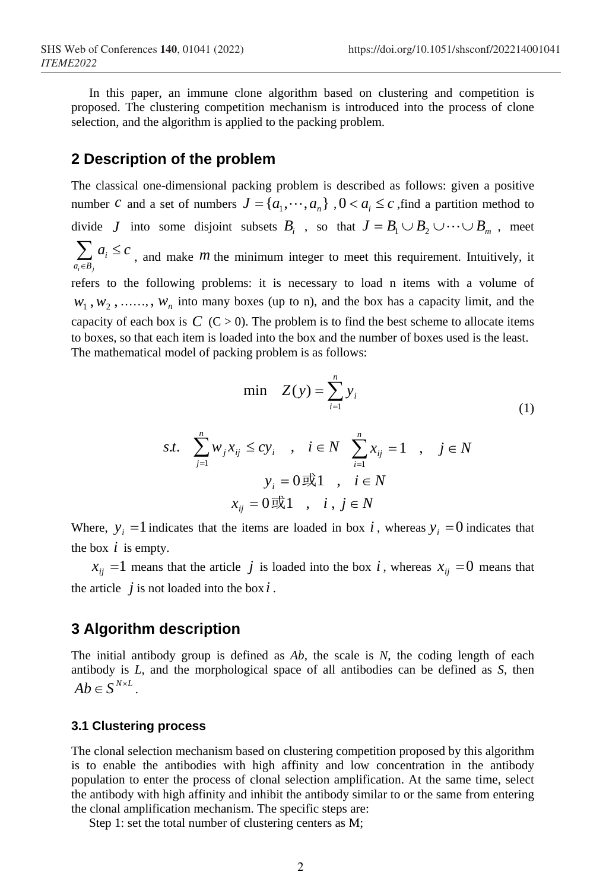In this paper, an immune clone algorithm based on clustering and competition is proposed. The clustering competition mechanism is introduced into the process of clone selection, and the algorithm is applied to the packing problem.

## 2 Description of the problem

The classical one-dimensional packing problem is described as follows: given a positive number $c$ and a set of numbers $J = \{a_1, \cdots, a_n\}$ , $0 < a_i \le c$ ,find a partition method to divide $J$ into some disjoint subsets $B_i$ , so that $J = B_1 \cup B_2 \cup \cdots \cup B_m$ , meet $\sum_{a_i \in B_j} a_i \le c$ , and make $m$ the minimum integer to meet this requirement. Intuitively, it refers to the following problems: it is necessary to load n items with a volume of $w_1, w_2, \ldots\ldots, w_n$ into many boxes (up to n), and the box has a capacity limit, and the capacity of each box is $C$ (C > 0). The problem is to find the best scheme to allocate items to boxes, so that each item is loaded into the box and the number of boxes used is the least.
The mathematical model of packing problem is as follows:

$$\min \quad Z(y) = \sum_{i=1}^{n} y_i \tag{1}$$

$$s.t. \quad \sum_{j=1}^{n} w_j x_{ij} \le c y_i \quad , \quad i \in N \quad \sum_{i=1}^{n} x_{ij} = 1 \quad , \quad j \in N$$

$$y_i = 0 \text{或} 1 \quad , \quad i \in N$$

$$x_{ij} = 0 \text{或} 1 \quad , \quad i\,,\, j \in N$$

Where, $y_i = 1$ indicates that the items are loaded in box $i$, whereas $y_i = 0$ indicates that the box $i$ is empty.

$x_{ij} = 1$ means that the article $j$ is loaded into the box $i$, whereas $x_{ij} = 0$ means that the article $j$ is not loaded into the box $i$.

## 3 Algorithm description

The initial antibody group is defined as *Ab*, the scale is *N*, the coding length of each antibody is *L*, and the morphological space of all antibodies can be defined as *S*, then $Ab \in S^{N \times L}$.

### 3.1 Clustering process

The clonal selection mechanism based on clustering competition proposed by this algorithm is to enable the antibodies with high affinity and low concentration in the antibody population to enter the process of clonal selection amplification. At the same time, select the antibody with high affinity and inhibit the antibody similar to or the same from entering the clonal amplification mechanism. The specific steps are:

Step 1: set the total number of clustering centers as M;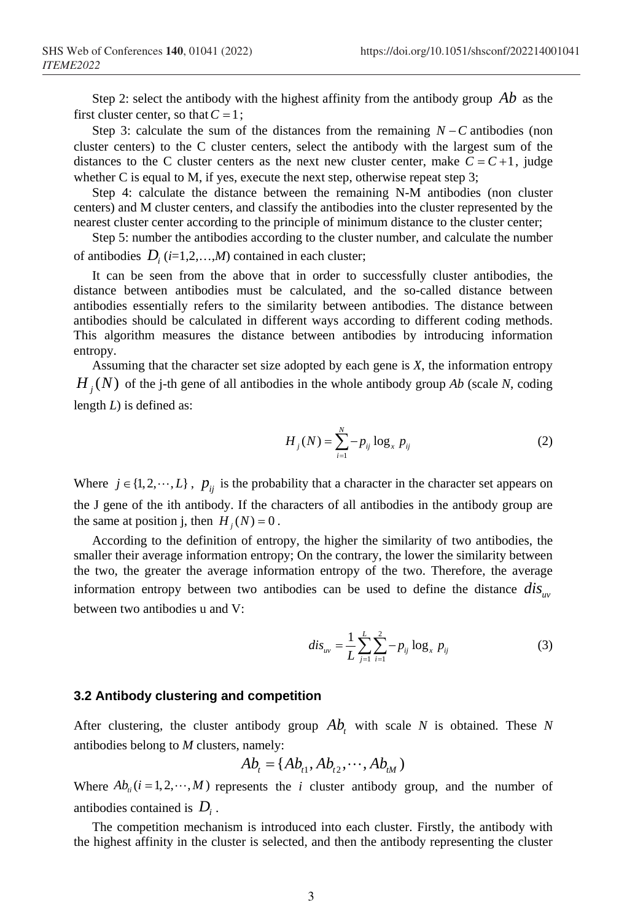Step 2: select the antibody with the highest affinity from the antibody group $Ab$ as the first cluster center, so that $C = 1$;

Step 3: calculate the sum of the distances from the remaining $N - C$ antibodies (non cluster centers) to the C cluster centers, select the antibody with the largest sum of the distances to the C cluster centers as the next new cluster center, make $C = C + 1$, judge whether C is equal to M, if yes, execute the next step, otherwise repeat step 3;

Step 4: calculate the distance between the remaining N-M antibodies (non cluster centers) and M cluster centers, and classify the antibodies into the cluster represented by the nearest cluster center according to the principle of minimum distance to the cluster center;

Step 5: number the antibodies according to the cluster number, and calculate the number of antibodies $D_i$ ($i$=1,2,…,$M$) contained in each cluster;

It can be seen from the above that in order to successfully cluster antibodies, the distance between antibodies must be calculated, and the so-called distance between antibodies essentially refers to the similarity between antibodies. The distance between antibodies should be calculated in different ways according to different coding methods. This algorithm measures the distance between antibodies by introducing information entropy.

Assuming that the character set size adopted by each gene is $X$, the information entropy $H_j(N)$ of the j-th gene of all antibodies in the whole antibody group $Ab$ (scale $N$, coding length $L$) is defined as:

$$H_j(N) = \sum_{i=1}^{N} -p_{ij} \log_x p_{ij} \tag{2}$$

Where $j \in \{1, 2, \cdots, L\}$, $p_{ij}$ is the probability that a character in the character set appears on the J gene of the ith antibody. If the characters of all antibodies in the antibody group are the same at position j, then $H_j(N) = 0$.

According to the definition of entropy, the higher the similarity of two antibodies, the smaller their average information entropy; On the contrary, the lower the similarity between the two, the greater the average information entropy of the two. Therefore, the average information entropy between two antibodies can be used to define the distance $dis_{uv}$ between two antibodies u and V:

$$dis_{uv} = \frac{1}{L} \sum_{j=1}^{L} \sum_{i=1}^{2} -p_{ij} \log_x p_{ij} \tag{3}$$

### 3.2 Antibody clustering and competition

After clustering, the cluster antibody group $Ab_t$ with scale $N$ is obtained. These $N$ antibodies belong to $M$ clusters, namely:

$$Ab_t = \{Ab_{t1}, Ab_{t2}, \cdots, Ab_{tM}\}$$

Where $Ab_{ti} (i = 1, 2, \cdots, M)$ represents the $i$ cluster antibody group, and the number of antibodies contained is $D_i$.

The competition mechanism is introduced into each cluster. Firstly, the antibody with the highest affinity in the cluster is selected, and then the antibody representing the cluster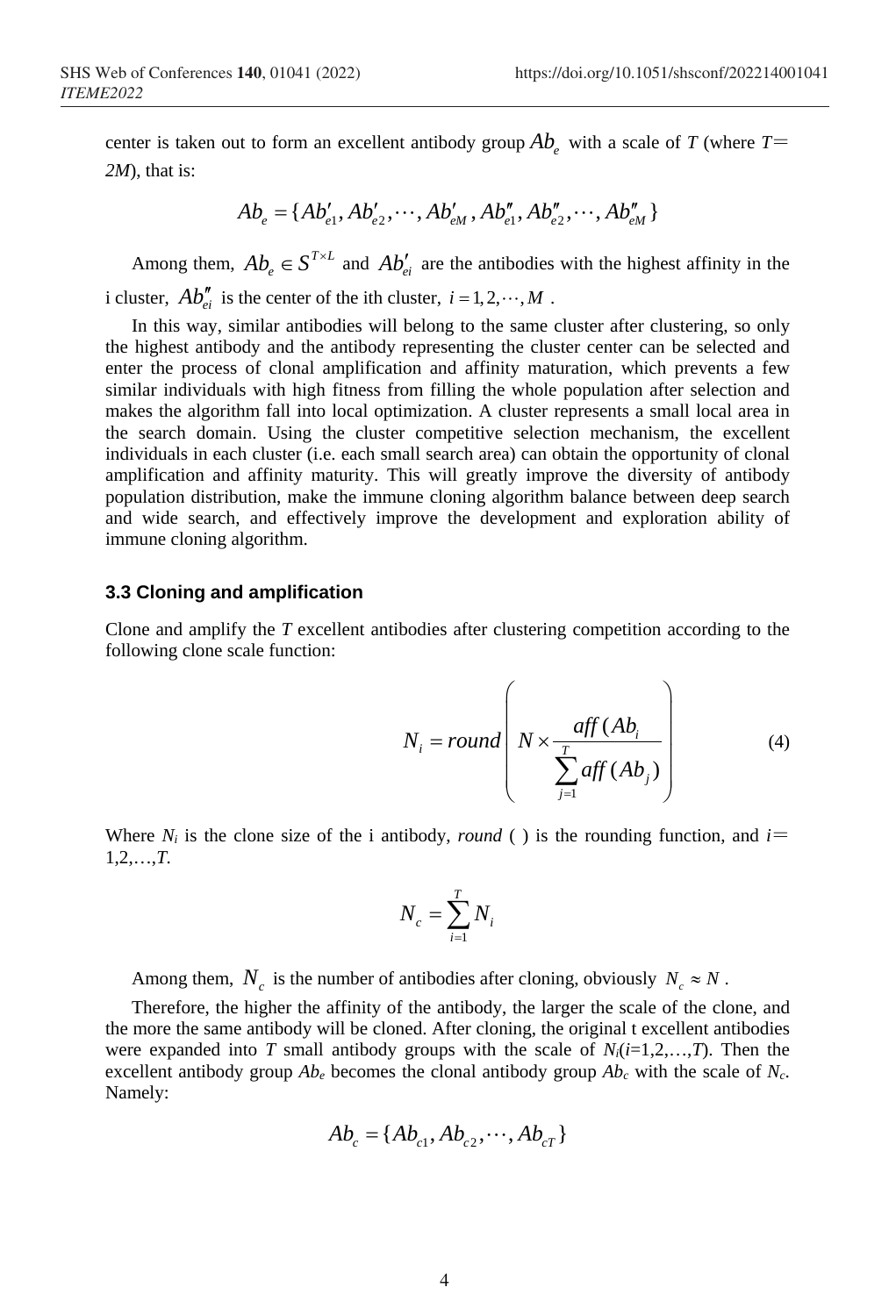center is taken out to form an excellent antibody group $Ab_e$ with a scale of *T* (where *T*= *2M*), that is:

$$Ab_e = \{Ab'_{e1}, Ab'_{e2}, \cdots, Ab'_{eM}, Ab''_{e1}, Ab''_{e2}, \cdots, Ab''_{eM}\}$$

Among them, $Ab_e \in S^{T \times L}$ and $Ab'_{ei}$ are the antibodies with the highest affinity in the i cluster, $Ab''_{ei}$ is the center of the ith cluster, $i = 1, 2, \cdots, M$ .

In this way, similar antibodies will belong to the same cluster after clustering, so only the highest antibody and the antibody representing the cluster center can be selected and enter the process of clonal amplification and affinity maturation, which prevents a few similar individuals with high fitness from filling the whole population after selection and makes the algorithm fall into local optimization. A cluster represents a small local area in the search domain. Using the cluster competitive selection mechanism, the excellent individuals in each cluster (i.e. each small search area) can obtain the opportunity of clonal amplification and affinity maturity. This will greatly improve the diversity of antibody population distribution, make the immune cloning algorithm balance between deep search and wide search, and effectively improve the development and exploration ability of immune cloning algorithm.

### 3.3 Cloning and amplification

Clone and amplify the *T* excellent antibodies after clustering competition according to the following clone scale function:

$$N_i = round\left( N \times \frac{aff\,(Ab_i}{\sum_{j=1}^{T} aff\,(Ab_j)} \right) \tag{4}$$

Where $N_i$ is the clone size of the i antibody, *round* ( ) is the rounding function, and $i$= 1,2,…,*T*.

$$N_c = \sum_{i=1}^{T} N_i$$

Among them, $N_c$ is the number of antibodies after cloning, obviously $N_c \approx N$ .

Therefore, the higher the affinity of the antibody, the larger the scale of the clone, and the more the same antibody will be cloned. After cloning, the original t excellent antibodies were expanded into *T* small antibody groups with the scale of $N_i$($i$=1,2,…,*T*). Then the excellent antibody group $Ab_e$ becomes the clonal antibody group $Ab_c$ with the scale of $N_c$. Namely:

$$Ab_c = \{Ab_{c1}, Ab_{c2}, \cdots, Ab_{cT}\}$$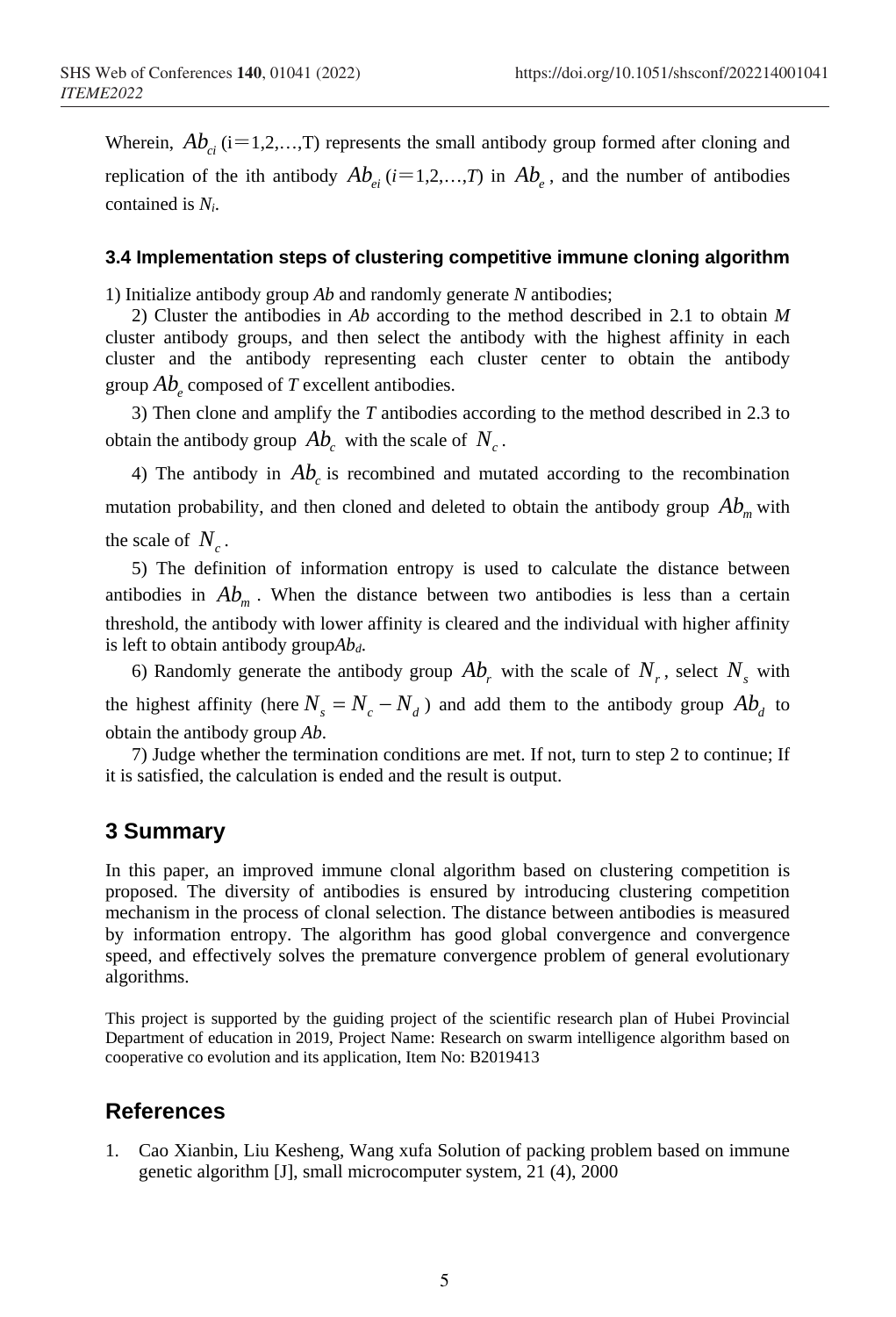Wherein, $Ab_{ci}$ (i=1,2,…,T) represents the small antibody group formed after cloning and replication of the ith antibody $Ab_{ei}$ ($i$=1,2,…,$T$) in $Ab_e$, and the number of antibodies contained is $N_i$.

### 3.4 Implementation steps of clustering competitive immune cloning algorithm

1) Initialize antibody group *Ab* and randomly generate *N* antibodies;

2) Cluster the antibodies in *Ab* according to the method described in 2.1 to obtain *M* cluster antibody groups, and then select the antibody with the highest affinity in each cluster and the antibody representing each cluster center to obtain the antibody group $Ab_e$ composed of *T* excellent antibodies.

3) Then clone and amplify the *T* antibodies according to the method described in 2.3 to obtain the antibody group $Ab_c$ with the scale of $N_c$.

4) The antibody in $Ab_c$ is recombined and mutated according to the recombination mutation probability, and then cloned and deleted to obtain the antibody group $Ab_m$ with the scale of $N_c$.

5) The definition of information entropy is used to calculate the distance between antibodies in $Ab_m$. When the distance between two antibodies is less than a certain threshold, the antibody with lower affinity is cleared and the individual with higher affinity is left to obtain antibody group$Ab_d$.

6) Randomly generate the antibody group $Ab_r$ with the scale of $N_r$, select $N_s$ with the highest affinity (here $N_s = N_c - N_d$) and add them to the antibody group $Ab_d$ to obtain the antibody group *Ab*.

7) Judge whether the termination conditions are met. If not, turn to step 2 to continue; If it is satisfied, the calculation is ended and the result is output.

## 3 Summary

In this paper, an improved immune clonal algorithm based on clustering competition is proposed. The diversity of antibodies is ensured by introducing clustering competition mechanism in the process of clonal selection. The distance between antibodies is measured by information entropy. The algorithm has good global convergence and convergence speed, and effectively solves the premature convergence problem of general evolutionary algorithms.

This project is supported by the guiding project of the scientific research plan of Hubei Provincial Department of education in 2019, Project Name: Research on swarm intelligence algorithm based on cooperative co evolution and its application, Item No: B2019413

## References

1. Cao Xianbin, Liu Kesheng, Wang xufa Solution of packing problem based on immune genetic algorithm [J], small microcomputer system, 21 (4), 2000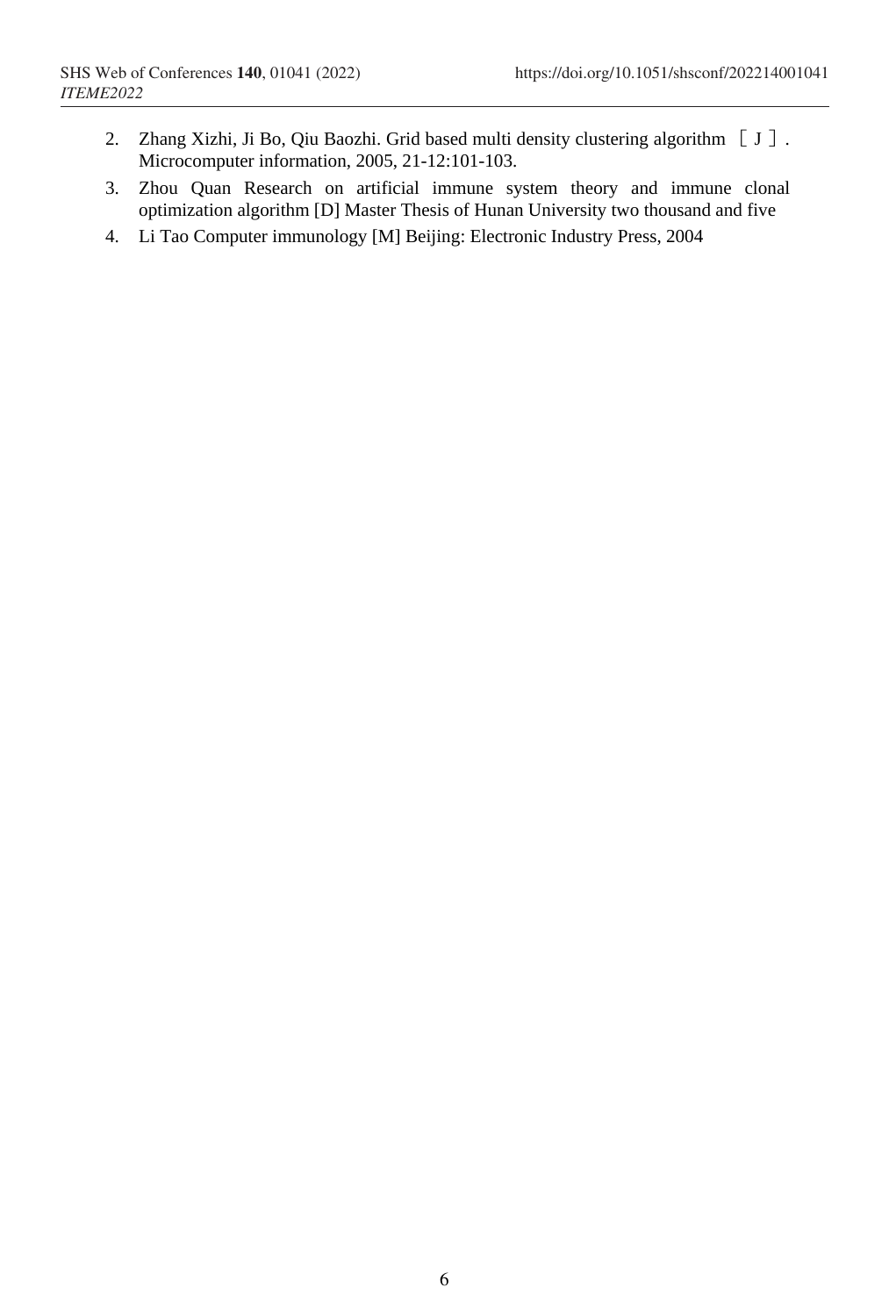2. Zhang Xizhi, Ji Bo, Qiu Baozhi. Grid based multi density clustering algorithm ［J］. Microcomputer information, 2005, 21-12:101-103.
3. Zhou Quan Research on artificial immune system theory and immune clonal optimization algorithm [D] Master Thesis of Hunan University two thousand and five
4. Li Tao Computer immunology [M] Beijing: Electronic Industry Press, 2004